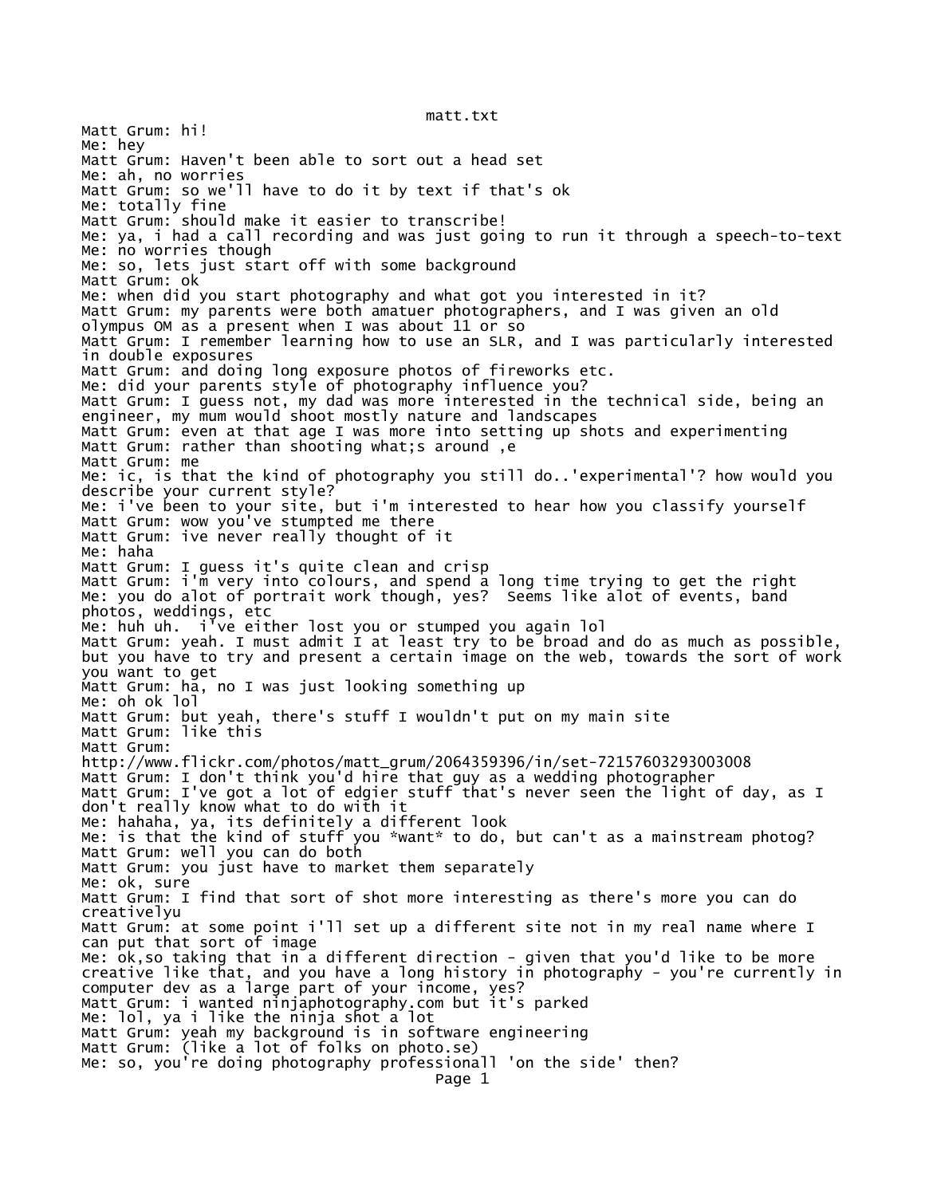matt.txt

Matt Grum: hi!
Me: hey
Matt Grum: Haven't been able to sort out a head set
Me: ah, no worries
Matt Grum: so we'll have to do it by text if that's ok
Me: totally fine
Matt Grum: should make it easier to transcribe!
Me: ya, i had a call recording and was just going to run it through a speech-to-text
Me: no worries though
Me: so, lets just start off with some background
Matt Grum: ok
Me: when did you start photography and what got you interested in it?
Matt Grum: my parents were both amatuer photographers, and I was given an old olympus OM as a present when I was about 11 or so
Matt Grum: I remember learning how to use an SLR, and I was particularly interested in double exposures
Matt Grum: and doing long exposure photos of fireworks etc.
Me: did your parents style of photography influence you?
Matt Grum: I guess not, my dad was more interested in the technical side, being an engineer, my mum would shoot mostly nature and landscapes
Matt Grum: even at that age I was more into setting up shots and experimenting
Matt Grum: rather than shooting what;s around ,e
Matt Grum: me
Me: ic, is that the kind of photography you still do..'experimental'? how would you describe your current style?
Me: i've been to your site, but i'm interested to hear how you classify yourself
Matt Grum: wow you've stumpted me there
Matt Grum: ive never really thought of it
Me: haha
Matt Grum: I guess it's quite clean and crisp
Matt Grum: i'm very into colours, and spend a long time trying to get the right
Me: you do alot of portrait work though, yes? Seems like alot of events, band photos, weddings, etc
Me: huh uh. i've either lost you or stumped you again lol
Matt Grum: yeah. I must admit I at least try to be broad and do as much as possible, but you have to try and present a certain image on the web, towards the sort of work you want to get
Matt Grum: ha, no I was just looking something up
Me: oh ok lol
Matt Grum: but yeah, there's stuff I wouldn't put on my main site
Matt Grum: like this
Matt Grum: http://www.flickr.com/photos/matt_grum/2064359396/in/set-72157603293003008
Matt Grum: I don't think you'd hire that guy as a wedding photographer
Matt Grum: I've got a lot of edgier stuff that's never seen the light of day, as I don't really know what to do with it
Me: hahaha, ya, its definitely a different look
Me: is that the kind of stuff you *want* to do, but can't as a mainstream photog?
Matt Grum: well you can do both
Matt Grum: you just have to market them separately
Me: ok, sure
Matt Grum: I find that sort of shot more interesting as there's more you can do creativelyu
Matt Grum: at some point i'll set up a different site not in my real name where I can put that sort of image
Me: ok,so taking that in a different direction - given that you'd like to be more creative like that, and you have a long history in photography - you're currently in computer dev as a large part of your income, yes?
Matt Grum: i wanted ninjaphotography.com but it's parked
Me: lol, ya i like the ninja shot a lot
Matt Grum: yeah my background is in software engineering
Matt Grum: (like a lot of folks on photo.se)
Me: so, you're doing photography professionall 'on the side' then?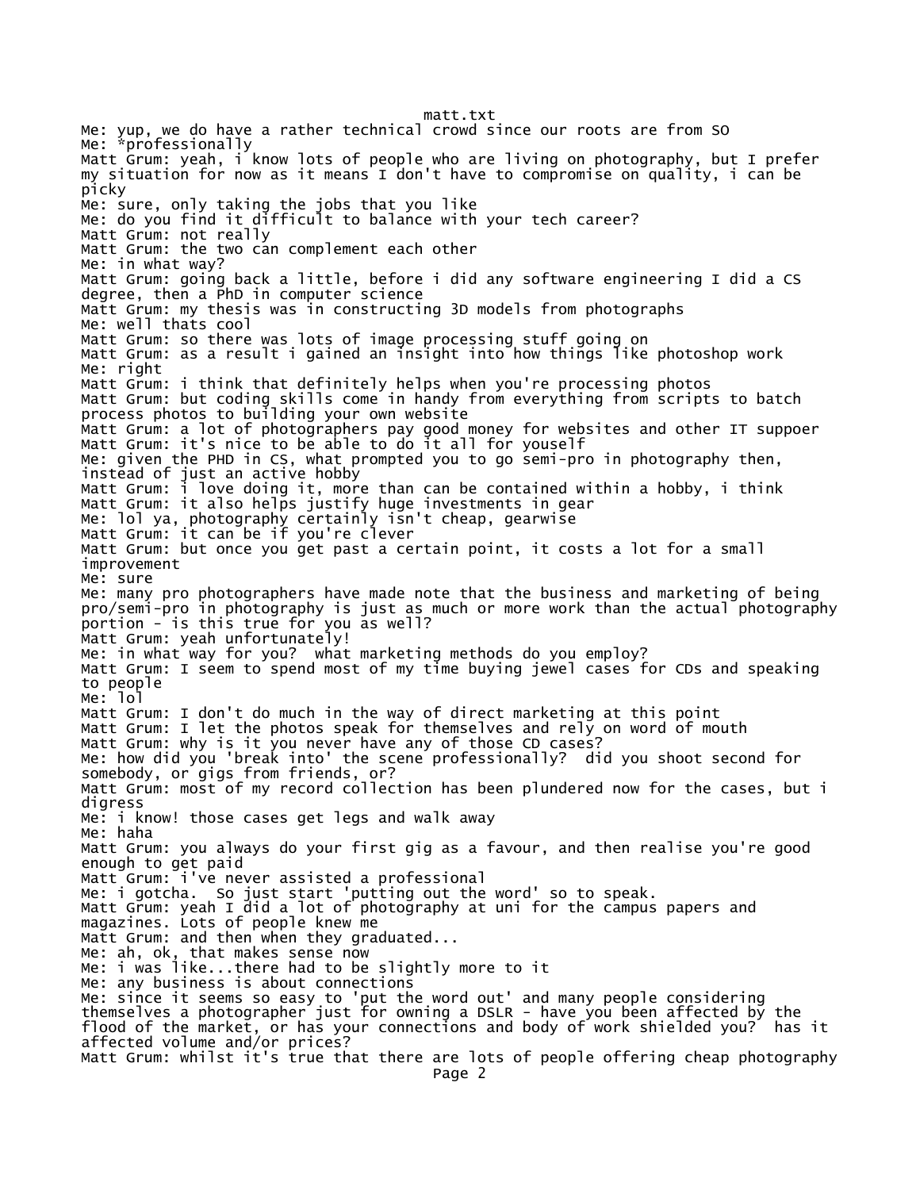Me: yup, we do have a rather technical crowd since our roots are from SO
Me: *professionally
Matt Grum: yeah, i know lots of people who are living on photography, but I prefer my situation for now as it means I don't have to compromise on quality, i can be picky
Me: sure, only taking the jobs that you like
Me: do you find it difficult to balance with your tech career?
Matt Grum: not really
Matt Grum: the two can complement each other
Me: in what way?
Matt Grum: going back a little, before i did any software engineering I did a CS degree, then a PhD in computer science
Matt Grum: my thesis was in constructing 3D models from photographs
Me: well thats cool
Matt Grum: so there was lots of image processing stuff going on
Matt Grum: as a result i gained an insight into how things like photoshop work
Me: right
Matt Grum: i think that definitely helps when you're processing photos
Matt Grum: but coding skills come in handy from everything from scripts to batch process photos to building your own website
Matt Grum: a lot of photographers pay good money for websites and other IT suppoer
Matt Grum: it's nice to be able to do it all for youself
Me: given the PHD in CS, what prompted you to go semi-pro in photography then, instead of just an active hobby
Matt Grum: i love doing it, more than can be contained within a hobby, i think
Matt Grum: it also helps justify huge investments in gear
Me: lol ya, photography certainly isn't cheap, gearwise
Matt Grum: it can be if you're clever
Matt Grum: but once you get past a certain point, it costs a lot for a small improvement
Me: sure
Me: many pro photographers have made note that the business and marketing of being pro/semi-pro in photography is just as much or more work than the actual photography portion - is this true for you as well?
Matt Grum: yeah unfortunately!
Me: in what way for you? what marketing methods do you employ?
Matt Grum: I seem to spend most of my time buying jewel cases for CDs and speaking to people
Me: lol
Matt Grum: I don't do much in the way of direct marketing at this point
Matt Grum: I let the photos speak for themselves and rely on word of mouth
Matt Grum: why is it you never have any of those CD cases?
Me: how did you 'break into' the scene professionally? did you shoot second for somebody, or gigs from friends, or?
Matt Grum: most of my record collection has been plundered now for the cases, but i digress
Me: i know! those cases get legs and walk away
Me: haha
Matt Grum: you always do your first gig as a favour, and then realise you're good enough to get paid
Matt Grum: i've never assisted a professional
Me: i gotcha. So just start 'putting out the word' so to speak.
Matt Grum: yeah I did a lot of photography at uni for the campus papers and magazines. Lots of people knew me
Matt Grum: and then when they graduated...
Me: ah, ok, that makes sense now
Me: i was like...there had to be slightly more to it
Me: any business is about connections
Me: since it seems so easy to 'put the word out' and many people considering themselves a photographer just for owning a DSLR - have you been affected by the flood of the market, or has your connections and body of work shielded you? has it affected volume and/or prices?
Matt Grum: whilst it's true that there are lots of people offering cheap photography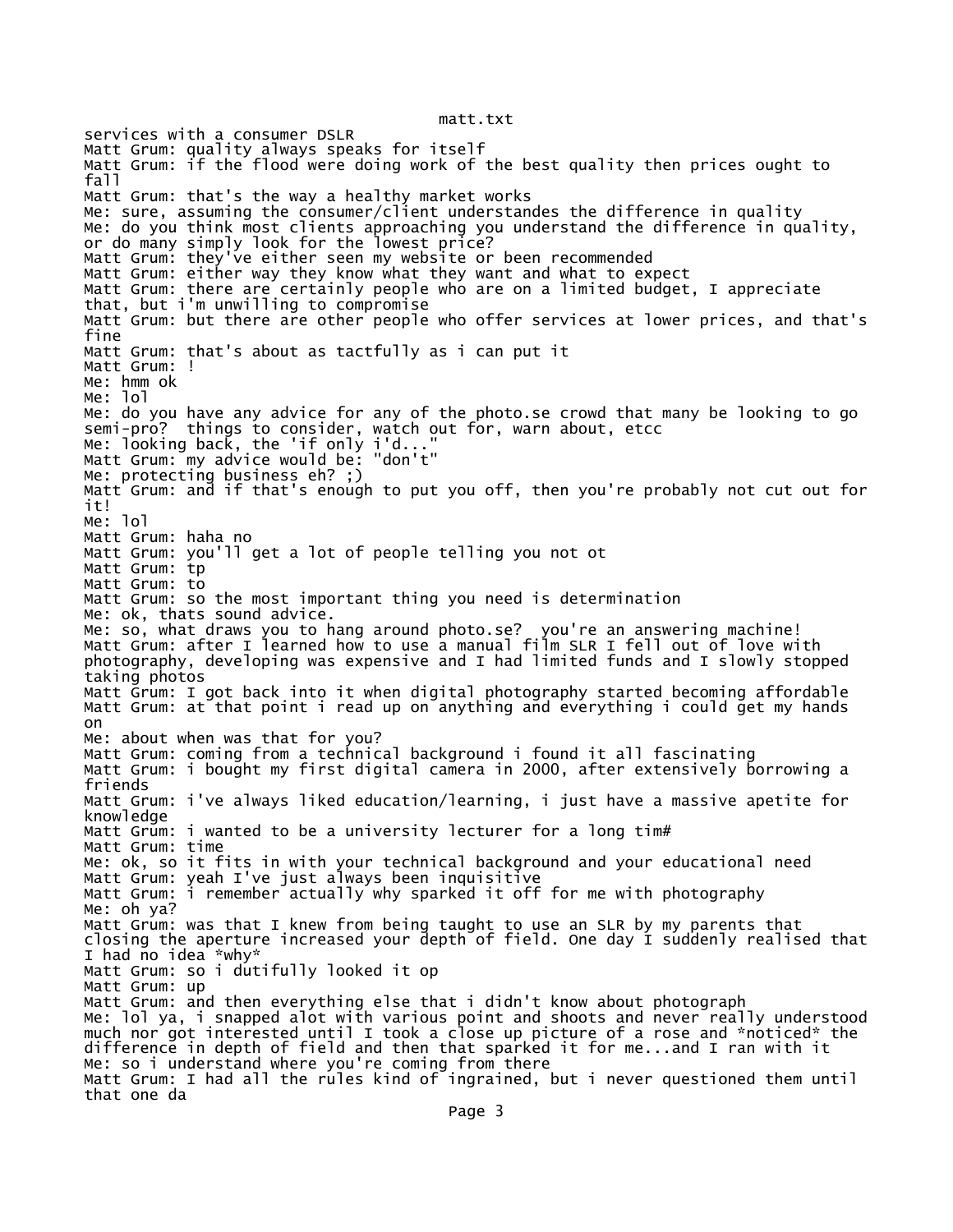services with a consumer DSLR
Matt Grum: quality always speaks for itself
Matt Grum: if the flood were doing work of the best quality then prices ought to fall
Matt Grum: that's the way a healthy market works
Me: sure, assuming the consumer/client understandes the difference in quality
Me: do you think most clients approaching you understand the difference in quality, or do many simply look for the lowest price?
Matt Grum: they've either seen my website or been recommended
Matt Grum: either way they know what they want and what to expect
Matt Grum: there are certainly people who are on a limited budget, I appreciate that, but i'm unwilling to compromise
Matt Grum: but there are other people who offer services at lower prices, and that's fine
Matt Grum: that's about as tactfully as i can put it
Matt Grum: !
Me: hmm ok
Me: lol
Me: do you have any advice for any of the photo.se crowd that many be looking to go semi-pro?  things to consider, watch out for, warn about, etcc
Me: looking back, the 'if only i'd..."
Matt Grum: my advice would be: "don't"
Me: protecting business eh? ;)
Matt Grum: and if that's enough to put you off, then you're probably not cut out for it!
Me: lol
Matt Grum: haha no
Matt Grum: you'll get a lot of people telling you not ot
Matt Grum: tp
Matt Grum: to
Matt Grum: so the most important thing you need is determination
Me: ok, thats sound advice.
Me: so, what draws you to hang around photo.se?  you're an answering machine!
Matt Grum: after I learned how to use a manual film SLR I fell out of love with photography, developing was expensive and I had limited funds and I slowly stopped taking photos
Matt Grum: I got back into it when digital photography started becoming affordable
Matt Grum: at that point i read up on anything and everything i could get my hands on
Me: about when was that for you?
Matt Grum: coming from a technical background i found it all fascinating
Matt Grum: i bought my first digital camera in 2000, after extensively borrowing a friends
Matt Grum: i've always liked education/learning, i just have a massive apetite for knowledge
Matt Grum: i wanted to be a university lecturer for a long tim#
Matt Grum: time
Me: ok, so it fits in with your technical background and your educational need
Matt Grum: yeah I've just always been inquisitive
Matt Grum: i remember actually why sparked it off for me with photography
Me: oh ya?
Matt Grum: was that I knew from being taught to use an SLR by my parents that closing the aperture increased your depth of field. One day I suddenly realised that I had no idea *why*
Matt Grum: so i dutifully looked it op
Matt Grum: up
Matt Grum: and then everything else that i didn't know about photograph
Me: lol ya, i snapped alot with various point and shoots and never really understood much nor got interested until I took a close up picture of a rose and *noticed* the difference in depth of field and then that sparked it for me...and I ran with it
Me: so i understand where you're coming from there
Matt Grum: I had all the rules kind of ingrained, but i never questioned them until that one da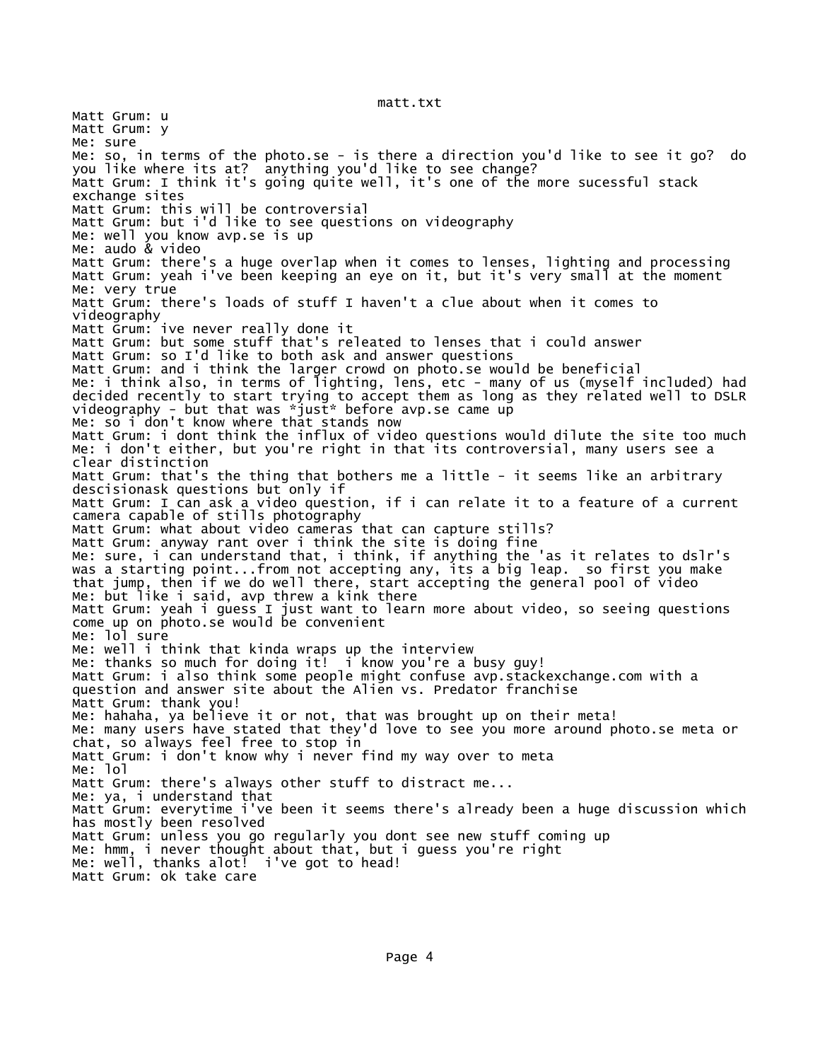Matt Grum: u
Matt Grum: y
Me: sure
Me: so, in terms of the photo.se - is there a direction you'd like to see it go? do you like where its at? anything you'd like to see change?
Matt Grum: I think it's going quite well, it's one of the more sucessful stack exchange sites
Matt Grum: this will be controversial
Matt Grum: but i'd like to see questions on videography
Me: well you know avp.se is up
Me: audo & video
Matt Grum: there's a huge overlap when it comes to lenses, lighting and processing
Matt Grum: yeah i've been keeping an eye on it, but it's very small at the moment
Me: very true
Matt Grum: there's loads of stuff I haven't a clue about when it comes to videography
Matt Grum: ive never really done it
Matt Grum: but some stuff that's releated to lenses that i could answer
Matt Grum: so I'd like to both ask and answer questions
Matt Grum: and i think the larger crowd on photo.se would be beneficial
Me: i think also, in terms of lighting, lens, etc - many of us (myself included) had decided recently to start trying to accept them as long as they related well to DSLR videography - but that was *just* before avp.se came up
Me: so i don't know where that stands now
Matt Grum: i dont think the influx of video questions would dilute the site too much
Me: i don't either, but you're right in that its controversial, many users see a clear distinction
Matt Grum: that's the thing that bothers me a little - it seems like an arbitrary descisionask questions but only if
Matt Grum: I can ask a video question, if i can relate it to a feature of a current camera capable of stills photography
Matt Grum: what about video cameras that can capture stills?
Matt Grum: anyway rant over i think the site is doing fine
Me: sure, i can understand that, i think, if anything the 'as it relates to dslr's was a starting point...from not accepting any, its a big leap. so first you make that jump, then if we do well there, start accepting the general pool of video
Me: but like i said, avp threw a kink there
Matt Grum: yeah i guess I just want to learn more about video, so seeing questions come up on photo.se would be convenient
Me: lol sure
Me: well i think that kinda wraps up the interview
Me: thanks so much for doing it! i know you're a busy guy!
Matt Grum: i also think some people might confuse avp.stackexchange.com with a question and answer site about the Alien vs. Predator franchise
Matt Grum: thank you!
Me: hahaha, ya believe it or not, that was brought up on their meta!
Me: many users have stated that they'd love to see you more around photo.se meta or chat, so always feel free to stop in
Matt Grum: i don't know why i never find my way over to meta
Me: lol
Matt Grum: there's always other stuff to distract me...
Me: ya, i understand that
Matt Grum: everytime i've been it seems there's already been a huge discussion which has mostly been resolved
Matt Grum: unless you go regularly you dont see new stuff coming up
Me: hmm, i never thought about that, but i guess you're right
Me: well, thanks alot! i've got to head!
Matt Grum: ok take care